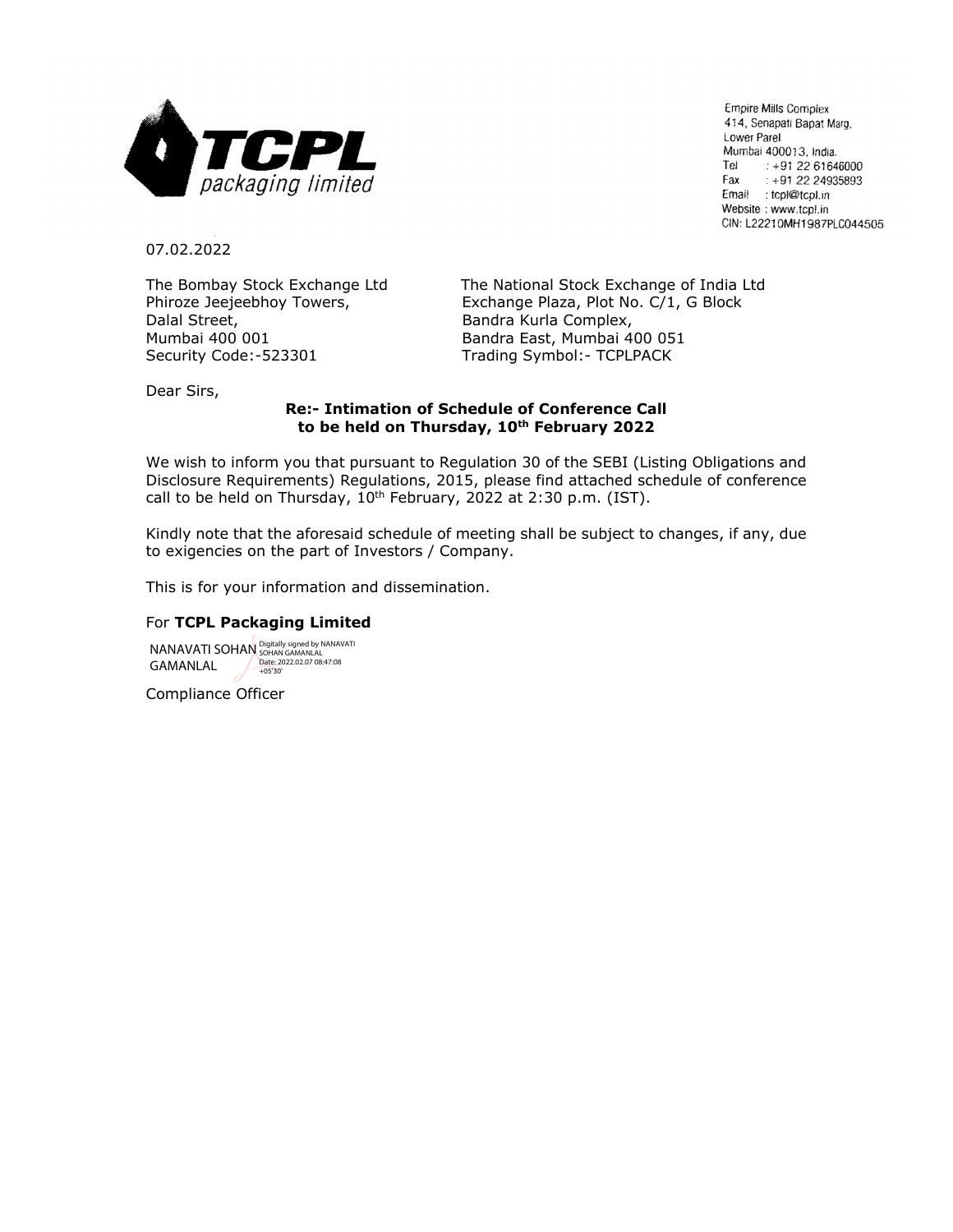**TCPL packaging limited**

Empire Mills Complex
414, Senapati Bapat Marg,
Lower Parel
Mumbai 400013, India.
Tel : +91 22 61646000
Fax : +91 22 24935893
Email : tcpl@tcpl.in
Website : www.tcpl.in
CIN: L22210MH1987PLC044505

07.02.2022

The Bombay Stock Exchange Ltd
Phiroze Jeejeebhoy Towers,
Dalal Street,
Mumbai 400 001
Security Code:-523301

The National Stock Exchange of India Ltd
Exchange Plaza, Plot No. C/1, G Block
Bandra Kurla Complex,
Bandra East, Mumbai 400 051
Trading Symbol:- TCPLPACK

Dear Sirs,

**Re:- Intimation of Schedule of Conference Call to be held on Thursday, 10th February 2022**

We wish to inform you that pursuant to Regulation 30 of the SEBI (Listing Obligations and Disclosure Requirements) Regulations, 2015, please find attached schedule of conference call to be held on Thursday, 10th February, 2022 at 2:30 p.m. (IST).

Kindly note that the aforesaid schedule of meeting shall be subject to changes, if any, due to exigencies on the part of Investors / Company.

This is for your information and dissemination.

For **TCPL Packaging Limited**

NANAVATI SOHAN GAMANLAL
Digitally signed by NANAVATI SOHAN GAMANLAL
Date: 2022.02.07 08:47:08 +05'30'

Compliance Officer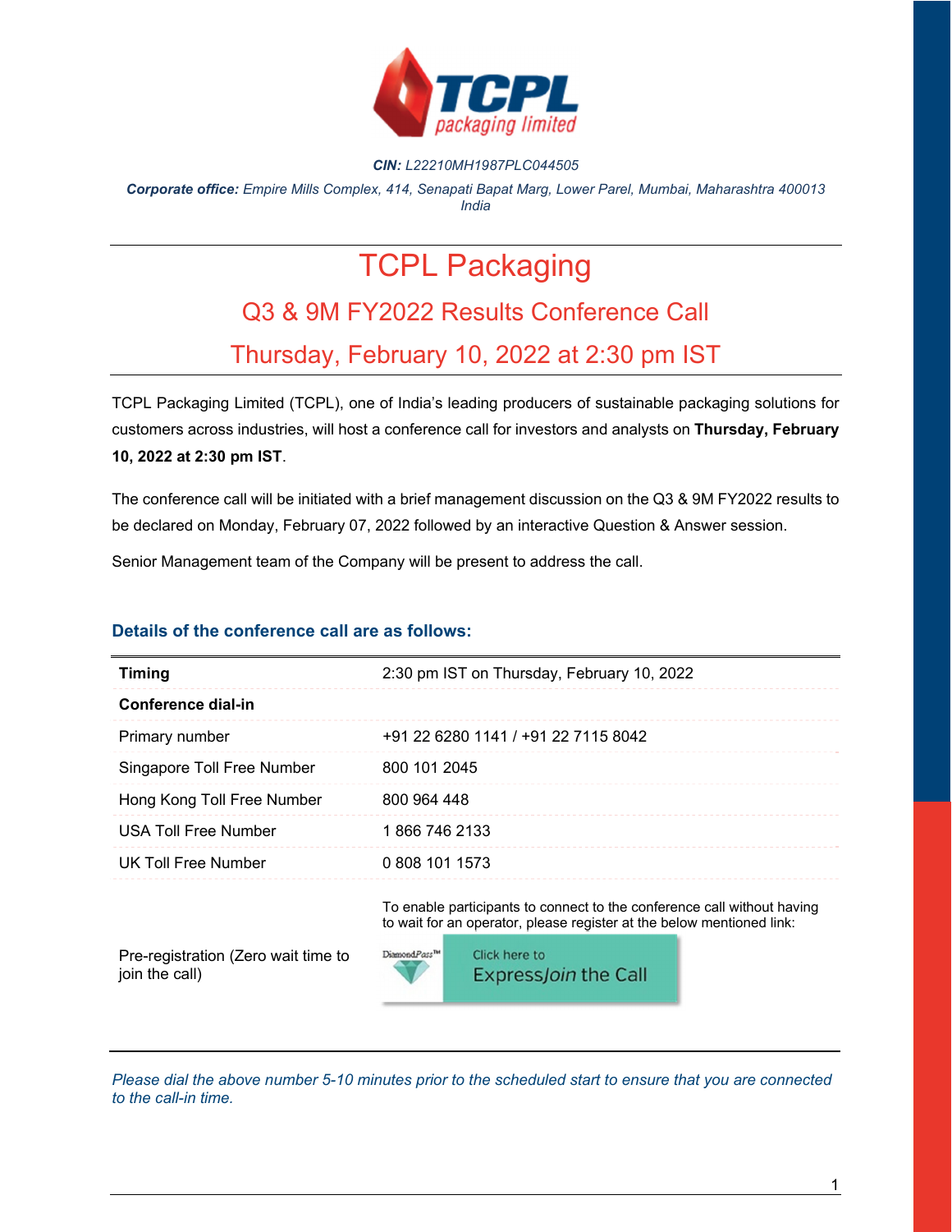*CIN:* *L22210MH1987PLC044505*

***Corporate office:*** *Empire Mills Complex, 414, Senapati Bapat Marg, Lower Parel, Mumbai, Maharashtra 400013 India*

# TCPL Packaging

## Q3 & 9M FY2022 Results Conference Call

## Thursday, February 10, 2022 at 2:30 pm IST

TCPL Packaging Limited (TCPL), one of India's leading producers of sustainable packaging solutions for customers across industries, will host a conference call for investors and analysts on **Thursday, February 10, 2022 at 2:30 pm IST**.

The conference call will be initiated with a brief management discussion on the Q3 & 9M FY2022 results to be declared on Monday, February 07, 2022 followed by an interactive Question & Answer session.

Senior Management team of the Company will be present to address the call.

### Details of the conference call are as follows:

| **Timing** | 2:30 pm IST on Thursday, February 10, 2022 |
|---|---|
| **Conference dial-in** | |
| Primary number | +91 22 6280 1141 / +91 22 7115 8042 |
| Singapore Toll Free Number | 800 101 2045 |
| Hong Kong Toll Free Number | 800 964 448 |
| USA Toll Free Number | 1 866 746 2133 |
| UK Toll Free Number | 0 808 101 1573 |
| Pre-registration (Zero wait time to join the call) | To enable participants to connect to the conference call without having to wait for an operator, please register at the below mentioned link: DiamondPass™ Click here to ExpressJoin the Call |

*Please dial the above number 5-10 minutes prior to the scheduled start to ensure that you are connected to the call-in time.*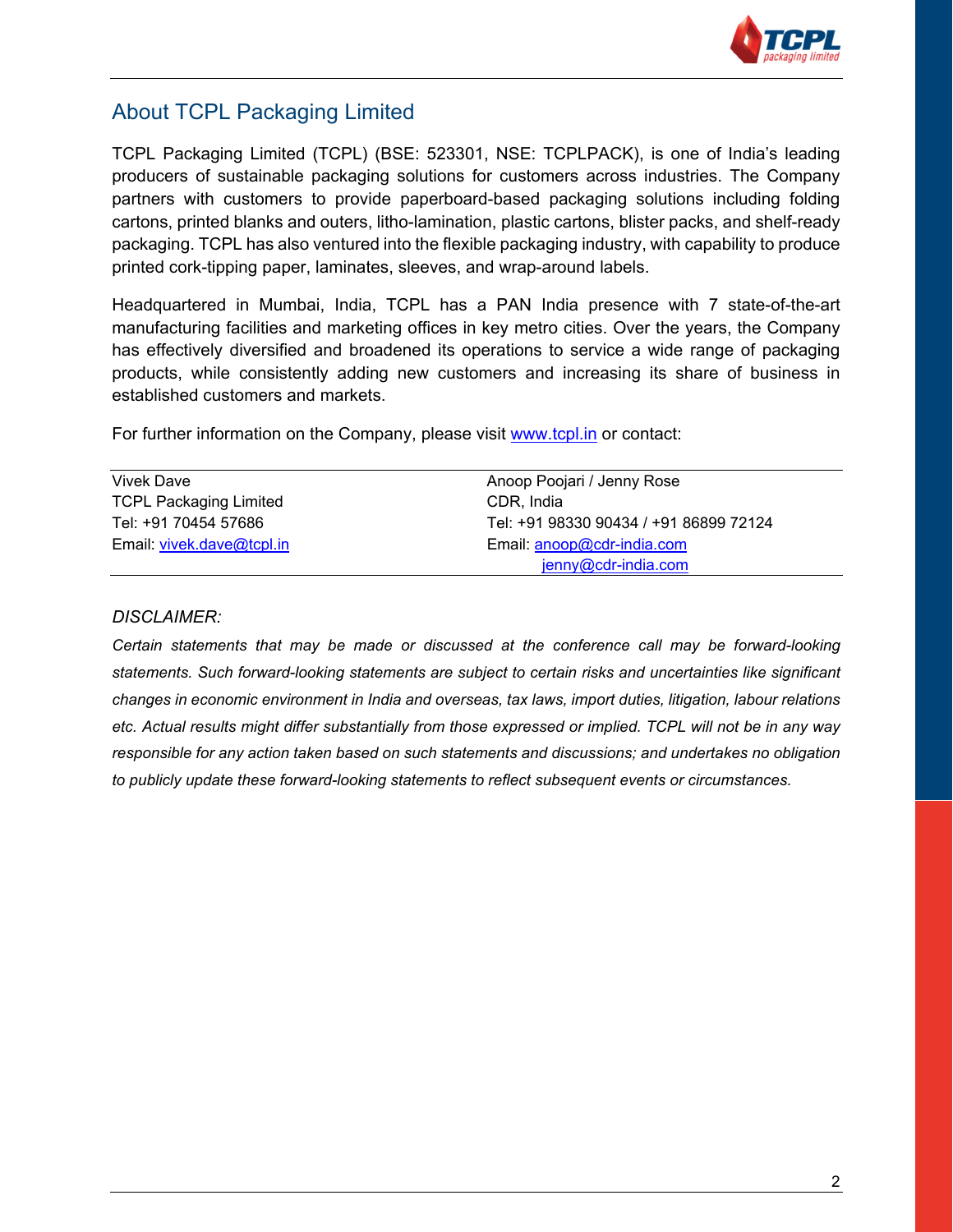## About TCPL Packaging Limited

TCPL Packaging Limited (TCPL) (BSE: 523301, NSE: TCPLPACK), is one of India's leading producers of sustainable packaging solutions for customers across industries. The Company partners with customers to provide paperboard-based packaging solutions including folding cartons, printed blanks and outers, litho-lamination, plastic cartons, blister packs, and shelf-ready packaging. TCPL has also ventured into the flexible packaging industry, with capability to produce printed cork-tipping paper, laminates, sleeves, and wrap-around labels.

Headquartered in Mumbai, India, TCPL has a PAN India presence with 7 state-of-the-art manufacturing facilities and marketing offices in key metro cities. Over the years, the Company has effectively diversified and broadened its operations to service a wide range of packaging products, while consistently adding new customers and increasing its share of business in established customers and markets.

For further information on the Company, please visit www.tcpl.in or contact:

| | |
|---|---|
| Vivek Dave<br>TCPL Packaging Limited<br>Tel: +91 70454 57686<br>Email: vivek.dave@tcpl.in | Anoop Poojari / Jenny Rose<br>CDR, India<br>Tel: +91 98330 90434 / +91 86899 72124<br>Email: anoop@cdr-india.com<br>jenny@cdr-india.com |

*DISCLAIMER:*

*Certain statements that may be made or discussed at the conference call may be forward-looking statements. Such forward-looking statements are subject to certain risks and uncertainties like significant changes in economic environment in India and overseas, tax laws, import duties, litigation, labour relations etc. Actual results might differ substantially from those expressed or implied. TCPL will not be in any way responsible for any action taken based on such statements and discussions; and undertakes no obligation to publicly update these forward-looking statements to reflect subsequent events or circumstances.*